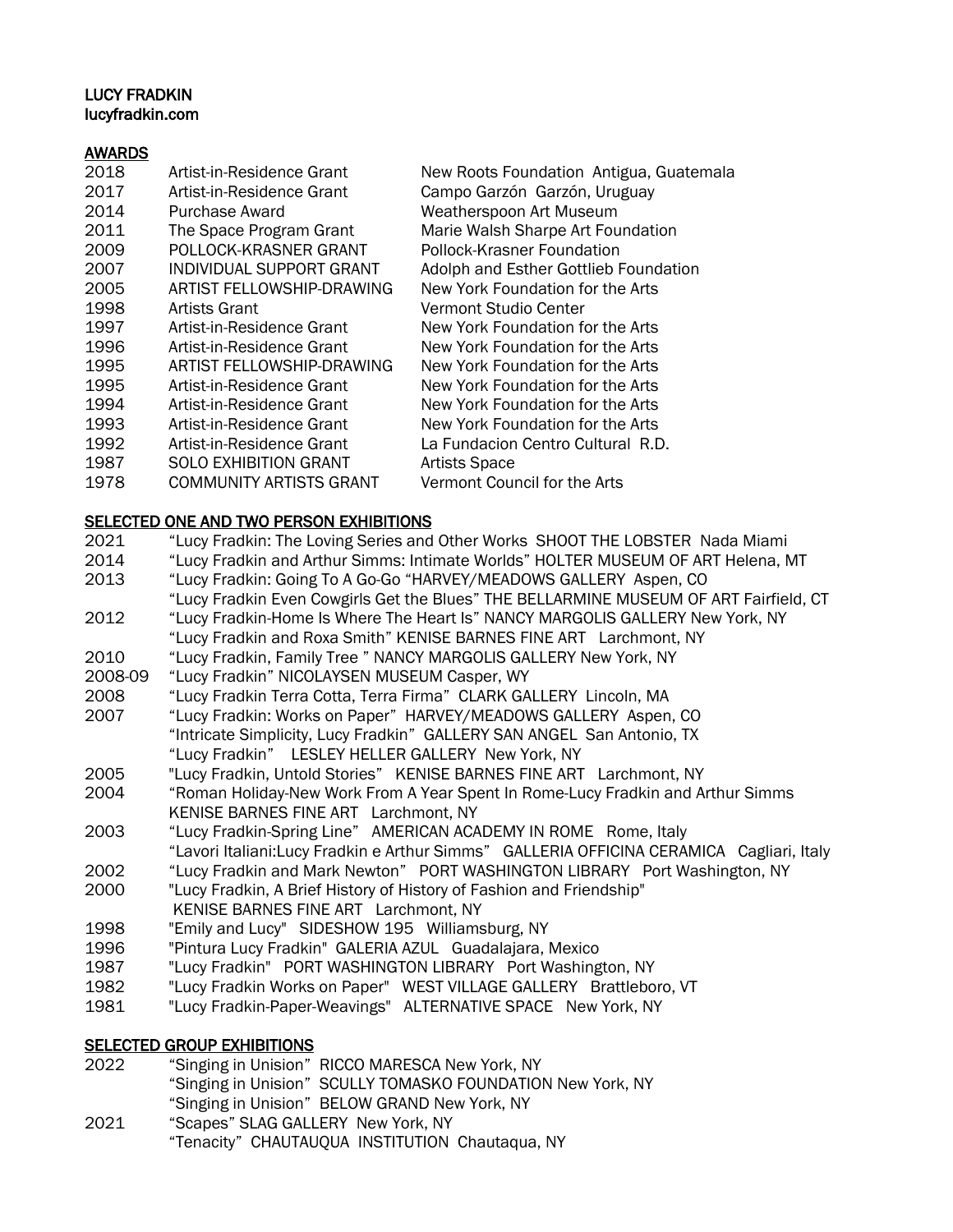**LUCY FRADKIN**
**lucyfradkin.com**

## AWARDS

| | | |
|---|---|---|
| 2018 | Artist-in-Residence Grant | New Roots Foundation Antigua, Guatemala |
| 2017 | Artist-in-Residence Grant | Campo Garzón Garzón, Uruguay |
| 2014 | Purchase Award | Weatherspoon Art Museum |
| 2011 | The Space Program Grant | Marie Walsh Sharpe Art Foundation |
| 2009 | POLLOCK-KRASNER GRANT | Pollock-Krasner Foundation |
| 2007 | INDIVIDUAL SUPPORT GRANT | Adolph and Esther Gottlieb Foundation |
| 2005 | ARTIST FELLOWSHIP-DRAWING | New York Foundation for the Arts |
| 1998 | Artists Grant | Vermont Studio Center |
| 1997 | Artist-in-Residence Grant | New York Foundation for the Arts |
| 1996 | Artist-in-Residence Grant | New York Foundation for the Arts |
| 1995 | ARTIST FELLOWSHIP-DRAWING | New York Foundation for the Arts |
| 1995 | Artist-in-Residence Grant | New York Foundation for the Arts |
| 1994 | Artist-in-Residence Grant | New York Foundation for the Arts |
| 1993 | Artist-in-Residence Grant | New York Foundation for the Arts |
| 1992 | Artist-in-Residence Grant | La Fundacion Centro Cultural R.D. |
| 1987 | SOLO EXHIBITION GRANT | Artists Space |
| 1978 | COMMUNITY ARTISTS GRANT | Vermont Council for the Arts |

## SELECTED ONE AND TWO PERSON EXHIBITIONS

2021 "Lucy Fradkin: The Loving Series and Other Works SHOOT THE LOBSTER Nada Miami

2014 "Lucy Fradkin and Arthur Simms: Intimate Worlds" HOLTER MUSEUM OF ART Helena, MT

2013 "Lucy Fradkin: Going To A Go-Go "HARVEY/MEADOWS GALLERY Aspen, CO
"Lucy Fradkin Even Cowgirls Get the Blues" THE BELLARMINE MUSEUM OF ART Fairfield, CT

2012 "Lucy Fradkin-Home Is Where The Heart Is" NANCY MARGOLIS GALLERY New York, NY
"Lucy Fradkin and Roxa Smith" KENISE BARNES FINE ART Larchmont, NY

2010 "Lucy Fradkin, Family Tree " NANCY MARGOLIS GALLERY New York, NY

2008-09 "Lucy Fradkin" NICOLAYSEN MUSEUM Casper, WY

2008 "Lucy Fradkin Terra Cotta, Terra Firma" CLARK GALLERY Lincoln, MA

2007 "Lucy Fradkin: Works on Paper" HARVEY/MEADOWS GALLERY Aspen, CO
"Intricate Simplicity, Lucy Fradkin" GALLERY SAN ANGEL San Antonio, TX
"Lucy Fradkin" LESLEY HELLER GALLERY New York, NY

2005 "Lucy Fradkin, Untold Stories" KENISE BARNES FINE ART Larchmont, NY

2004 "Roman Holiday-New Work From A Year Spent In Rome-Lucy Fradkin and Arthur Simms
KENISE BARNES FINE ART Larchmont, NY

2003 "Lucy Fradkin-Spring Line" AMERICAN ACADEMY IN ROME Rome, Italy
"Lavori Italiani:Lucy Fradkin e Arthur Simms" GALLERIA OFFICINA CERAMICA Cagliari, Italy

2002 "Lucy Fradkin and Mark Newton" PORT WASHINGTON LIBRARY Port Washington, NY

2000 "Lucy Fradkin, A Brief History of History of Fashion and Friendship"
KENISE BARNES FINE ART Larchmont, NY

1998 "Emily and Lucy" SIDESHOW 195 Williamsburg, NY

1996 "Pintura Lucy Fradkin" GALERIA AZUL Guadalajara, Mexico

1987 "Lucy Fradkin" PORT WASHINGTON LIBRARY Port Washington, NY

1982 "Lucy Fradkin Works on Paper" WEST VILLAGE GALLERY Brattleboro, VT

1981 "Lucy Fradkin-Paper-Weavings" ALTERNATIVE SPACE New York, NY

## SELECTED GROUP EXHIBITIONS

2022 "Singing in Unison" RICCO MARESCA New York, NY
"Singing in Unison" SCULLY TOMASKO FOUNDATION New York, NY
"Singing in Unison" BELOW GRAND New York, NY

2021 "Scapes" SLAG GALLERY New York, NY
"Tenacity" CHAUTAUQUA INSTITUTION Chautaqua, NY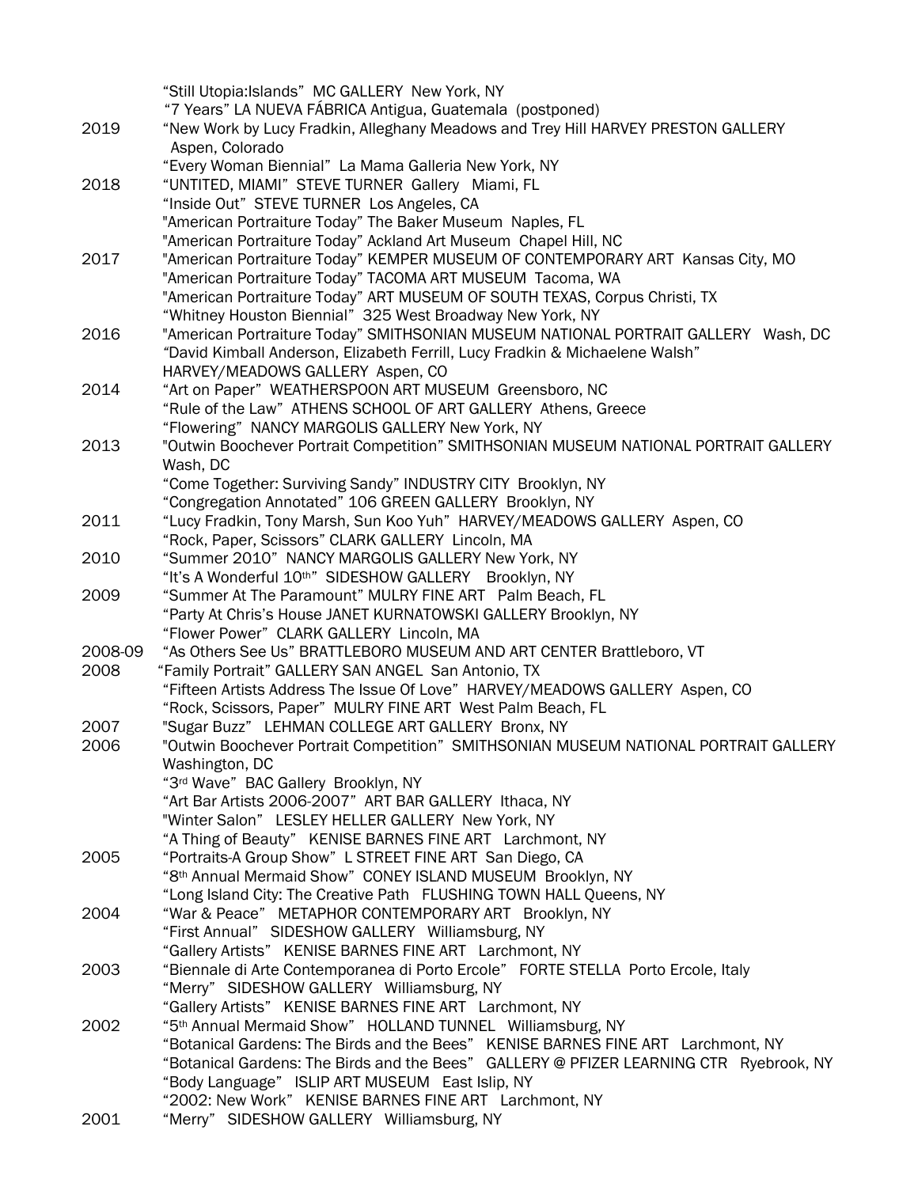| | |
|---|---|
| | "Still Utopia:Islands" MC GALLERY New York, NY |
| | "7 Years" LA NUEVA FÁBRICA Antigua, Guatemala (postponed) |
| 2019 | "New Work by Lucy Fradkin, Alleghany Meadows and Trey Hill HARVEY PRESTON GALLERY Aspen, Colorado |
| | "Every Woman Biennial" La Mama Galleria New York, NY |
| 2018 | "UNTITED, MIAMI" STEVE TURNER Gallery Miami, FL |
| | "Inside Out" STEVE TURNER Los Angeles, CA |
| | "American Portraiture Today" The Baker Museum Naples, FL |
| | "American Portraiture Today" Ackland Art Museum Chapel Hill, NC |
| 2017 | "American Portraiture Today" KEMPER MUSEUM OF CONTEMPORARY ART Kansas City, MO |
| | "American Portraiture Today" TACOMA ART MUSEUM Tacoma, WA |
| | "American Portraiture Today" ART MUSEUM OF SOUTH TEXAS, Corpus Christi, TX |
| | "Whitney Houston Biennial" 325 West Broadway New York, NY |
| 2016 | "American Portraiture Today" SMITHSONIAN MUSEUM NATIONAL PORTRAIT GALLERY Wash, DC |
| | "David Kimball Anderson, Elizabeth Ferrill, Lucy Fradkin & Michaelene Walsh" HARVEY/MEADOWS GALLERY Aspen, CO |
| 2014 | "Art on Paper" WEATHERSPOON ART MUSEUM Greensboro, NC |
| | "Rule of the Law" ATHENS SCHOOL OF ART GALLERY Athens, Greece |
| | "Flowering" NANCY MARGOLIS GALLERY New York, NY |
| 2013 | "Outwin Boochever Portrait Competition" SMITHSONIAN MUSEUM NATIONAL PORTRAIT GALLERY Wash, DC |
| | "Come Together: Surviving Sandy" INDUSTRY CITY Brooklyn, NY |
| | "Congregation Annotated" 106 GREEN GALLERY Brooklyn, NY |
| 2011 | "Lucy Fradkin, Tony Marsh, Sun Koo Yuh" HARVEY/MEADOWS GALLERY Aspen, CO |
| | "Rock, Paper, Scissors" CLARK GALLERY Lincoln, MA |
| 2010 | "Summer 2010" NANCY MARGOLIS GALLERY New York, NY |
| | "It's A Wonderful 10th" SIDESHOW GALLERY Brooklyn, NY |
| 2009 | "Summer At The Paramount" MULRY FINE ART Palm Beach, FL |
| | "Party At Chris's House JANET KURNATOWSKI GALLERY Brooklyn, NY |
| | "Flower Power" CLARK GALLERY Lincoln, MA |
| 2008-09 | "As Others See Us" BRATTLEBORO MUSEUM AND ART CENTER Brattleboro, VT |
| 2008 | "Family Portrait" GALLERY SAN ANGEL San Antonio, TX |
| | "Fifteen Artists Address The Issue Of Love" HARVEY/MEADOWS GALLERY Aspen, CO |
| | "Rock, Scissors, Paper" MULRY FINE ART West Palm Beach, FL |
| 2007 | "Sugar Buzz" LEHMAN COLLEGE ART GALLERY Bronx, NY |
| 2006 | "Outwin Boochever Portrait Competition" SMITHSONIAN MUSEUM NATIONAL PORTRAIT GALLERY Washington, DC |
| | "3rd Wave" BAC Gallery Brooklyn, NY |
| | "Art Bar Artists 2006-2007" ART BAR GALLERY Ithaca, NY |
| | "Winter Salon" LESLEY HELLER GALLERY New York, NY |
| | "A Thing of Beauty" KENISE BARNES FINE ART Larchmont, NY |
| 2005 | "Portraits-A Group Show" L STREET FINE ART San Diego, CA |
| | "8th Annual Mermaid Show" CONEY ISLAND MUSEUM Brooklyn, NY |
| | "Long Island City: The Creative Path FLUSHING TOWN HALL Queens, NY |
| 2004 | "War & Peace" METAPHOR CONTEMPORARY ART Brooklyn, NY |
| | "First Annual" SIDESHOW GALLERY Williamsburg, NY |
| | "Gallery Artists" KENISE BARNES FINE ART Larchmont, NY |
| 2003 | "Biennale di Arte Contemporanea di Porto Ercole" FORTE STELLA Porto Ercole, Italy |
| | "Merry" SIDESHOW GALLERY Williamsburg, NY |
| | "Gallery Artists" KENISE BARNES FINE ART Larchmont, NY |
| 2002 | "5th Annual Mermaid Show" HOLLAND TUNNEL Williamsburg, NY |
| | "Botanical Gardens: The Birds and the Bees" KENISE BARNES FINE ART Larchmont, NY |
| | "Botanical Gardens: The Birds and the Bees" GALLERY @ PFIZER LEARNING CTR Ryebrook, NY |
| | "Body Language" ISLIP ART MUSEUM East Islip, NY |
| | "2002: New Work" KENISE BARNES FINE ART Larchmont, NY |
| 2001 | "Merry" SIDESHOW GALLERY Williamsburg, NY |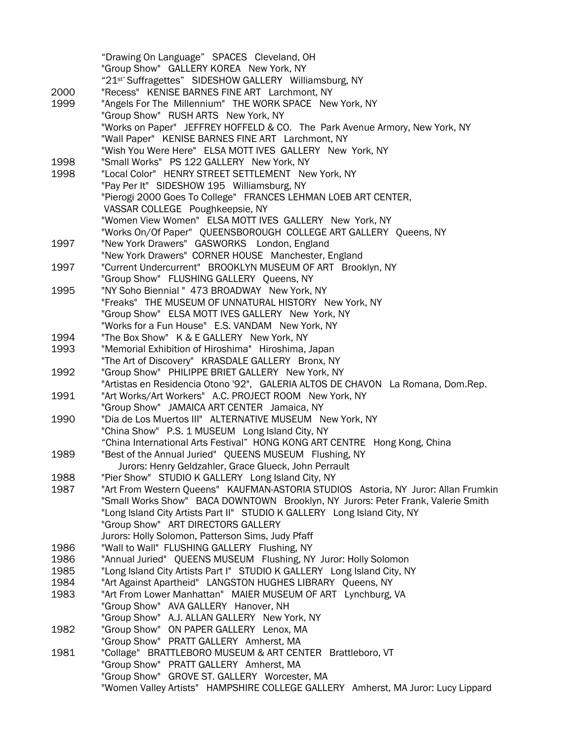| | |
|---|---|
| | "Drawing On Language" SPACES Cleveland, OH |
| | "Group Show" GALLERY KOREA New York, NY |
| | "21st" Suffragettes" SIDESHOW GALLERY Williamsburg, NY |
| 2000 | "Recess" KENISE BARNES FINE ART Larchmont, NY |
| 1999 | "Angels For The Millennium" THE WORK SPACE New York, NY |
| | "Group Show" RUSH ARTS New York, NY |
| | "Works on Paper" JEFFREY HOFFELD & CO. The Park Avenue Armory, New York, NY |
| | "Wall Paper" KENISE BARNES FINE ART Larchmont, NY |
| | "Wish You Were Here" ELSA MOTT IVES GALLERY New York, NY |
| 1998 | "Small Works" PS 122 GALLERY New York, NY |
| 1998 | "Local Color" HENRY STREET SETTLEMENT New York, NY |
| | "Pay Per It" SIDESHOW 195 Williamsburg, NY |
| | "Pierogi 2000 Goes To College" FRANCES LEHMAN LOEB ART CENTER, VASSAR COLLEGE Poughkeepsie, NY |
| | "Women View Women" ELSA MOTT IVES GALLERY New York, NY |
| | "Works On/Of Paper" QUEENSBOROUGH COLLEGE ART GALLERY Queens, NY |
| 1997 | "New York Drawers" GASWORKS London, England |
| | "New York Drawers" CORNER HOUSE Manchester, England |
| 1997 | "Current Undercurrent" BROOKLYN MUSEUM OF ART Brooklyn, NY |
| | "Group Show" FLUSHING GALLERY Queens, NY |
| 1995 | "NY Soho Biennial " 473 BROADWAY New York, NY |
| | "Freaks" THE MUSEUM OF UNNATURAL HISTORY New York, NY |
| | "Group Show" ELSA MOTT IVES GALLERY New York, NY |
| | "Works for a Fun House" E.S. VANDAM New York, NY |
| 1994 | "The Box Show" K & E GALLERY New York, NY |
| 1993 | "Memorial Exhibition of Hiroshima" Hiroshima, Japan |
| | "The Art of Discovery" KRASDALE GALLERY Bronx, NY |
| 1992 | "Group Show" PHILIPPE BRIET GALLERY New York, NY |
| | "Artistas en Residencia Otono '92", GALERIA ALTOS DE CHAVON La Romana, Dom.Rep. |
| 1991 | "Art Works/Art Workers" A.C. PROJECT ROOM New York, NY |
| | "Group Show" JAMAICA ART CENTER Jamaica, NY |
| 1990 | "Dia de Los Muertos III" ALTERNATIVE MUSEUM New York, NY |
| | "China Show" P.S. 1 MUSEUM Long Island City, NY |
| | "China International Arts Festival" HONG KONG ART CENTRE Hong Kong, China |
| 1989 | "Best of the Annual Juried" QUEENS MUSEUM Flushing, NY<br>Jurors: Henry Geldzahler, Grace Glueck, John Perrault |
| 1988 | "Pier Show" STUDIO K GALLERY Long Island City, NY |
| 1987 | "Art From Western Queens" KAUFMAN-ASTORIA STUDIOS Astoria, NY Juror: Allan Frumkin |
| | "Small Works Show" BACA DOWNTOWN Brooklyn, NY Jurors: Peter Frank, Valerie Smith |
| | "Long Island City Artists Part II" STUDIO K GALLERY Long Island City, NY |
| | "Group Show" ART DIRECTORS GALLERY<br>Jurors: Holly Solomon, Patterson Sims, Judy Pfaff |
| 1986 | "Wall to Wall" FLUSHING GALLERY Flushing, NY |
| 1986 | "Annual Juried" QUEENS MUSEUM Flushing, NY Juror: Holly Solomon |
| 1985 | "Long Island City Artists Part I" STUDIO K GALLERY Long Island City, NY |
| 1984 | "Art Against Apartheid" LANGSTON HUGHES LIBRARY Queens, NY |
| 1983 | "Art From Lower Manhattan" MAIER MUSEUM OF ART Lynchburg, VA |
| | "Group Show" AVA GALLERY Hanover, NH |
| | "Group Show" A.J. ALLAN GALLERY New York, NY |
| 1982 | "Group Show" ON PAPER GALLERY Lenox, MA |
| | "Group Show" PRATT GALLERY Amherst, MA |
| 1981 | "Collage" BRATTLEBORO MUSEUM & ART CENTER Brattleboro, VT |
| | "Group Show" PRATT GALLERY Amherst, MA |
| | "Group Show" GROVE ST. GALLERY Worcester, MA |
| | "Women Valley Artists" HAMPSHIRE COLLEGE GALLERY Amherst, MA Juror: Lucy Lippard |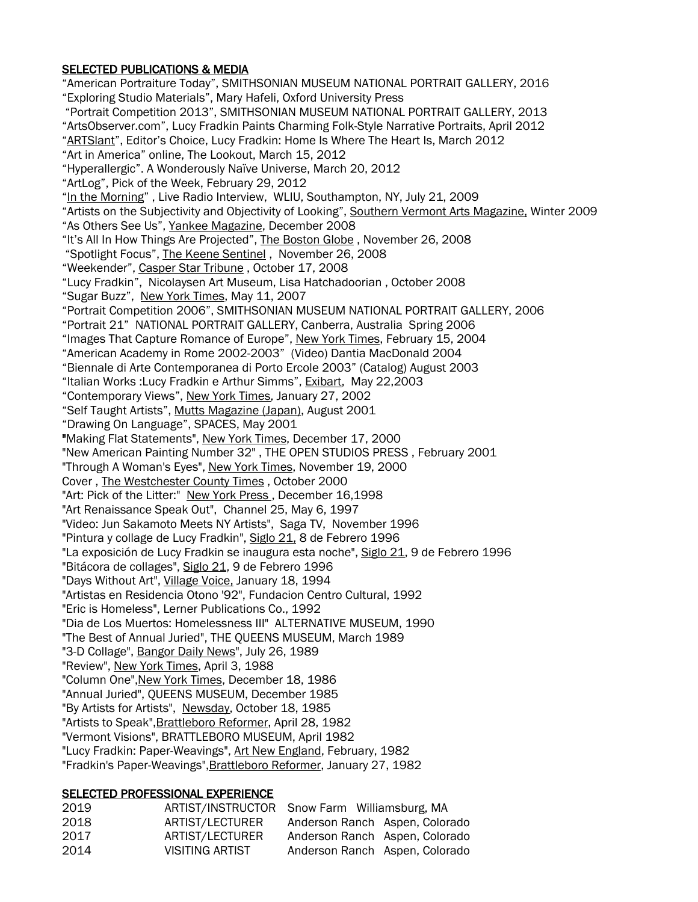## SELECTED PUBLICATIONS & MEDIA

"American Portraiture Today", SMITHSONIAN MUSEUM NATIONAL PORTRAIT GALLERY, 2016
"Exploring Studio Materials", Mary Hafeli, Oxford University Press
"Portrait Competition 2013", SMITHSONIAN MUSEUM NATIONAL PORTRAIT GALLERY, 2013
"ArtsObserver.com", Lucy Fradkin Paints Charming Folk-Style Narrative Portraits, April 2012
"ARTSlant", Editor's Choice, Lucy Fradkin: Home Is Where The Heart Is, March 2012
"Art in America" online, The Lookout, March 15, 2012
"Hyperallergic". A Wonderously Naïve Universe, March 20, 2012
"ArtLog", Pick of the Week, February 29, 2012
"In the Morning" , Live Radio Interview, WLIU, Southampton, NY, July 21, 2009
"Artists on the Subjectivity and Objectivity of Looking", Southern Vermont Arts Magazine, Winter 2009
"As Others See Us", Yankee Magazine, December 2008
"It's All In How Things Are Projected", The Boston Globe , November 26, 2008
"Spotlight Focus", The Keene Sentinel , November 26, 2008
"Weekender", Casper Star Tribune , October 17, 2008
"Lucy Fradkin", Nicolaysen Art Museum, Lisa Hatchadoorian , October 2008
"Sugar Buzz", New York Times, May 11, 2007
"Portrait Competition 2006", SMITHSONIAN MUSEUM NATIONAL PORTRAIT GALLERY, 2006
"Portrait 21" NATIONAL PORTRAIT GALLERY, Canberra, Australia Spring 2006
"Images That Capture Romance of Europe", New York Times, February 15, 2004
"American Academy in Rome 2002-2003" (Video) Dantia MacDonald 2004
"Biennale di Arte Contemporanea di Porto Ercole 2003" (Catalog) August 2003
"Italian Works :Lucy Fradkin e Arthur Simms", Exibart, May 22,2003
"Contemporary Views", New York Times, January 27, 2002
"Self Taught Artists", Mutts Magazine (Japan), August 2001
"Drawing On Language", SPACES, May 2001
"Making Flat Statements", New York Times, December 17, 2000
"New American Painting Number 32" , THE OPEN STUDIOS PRESS , February 2001
"Through A Woman's Eyes", New York Times, November 19, 2000
Cover , The Westchester County Times , October 2000
"Art: Pick of the Litter:" New York Press , December 16,1998
"Art Renaissance Speak Out", Channel 25, May 6, 1997
"Video: Jun Sakamoto Meets NY Artists", Saga TV, November 1996
"Pintura y collage de Lucy Fradkin", Siglo 21, 8 de Febrero 1996
"La exposición de Lucy Fradkin se inaugura esta noche", Siglo 21, 9 de Febrero 1996
"Bitácora de collages", Siglo 21, 9 de Febrero 1996
"Days Without Art", Village Voice, January 18, 1994
"Artistas en Residencia Otono '92", Fundacion Centro Cultural, 1992
"Eric is Homeless", Lerner Publications Co., 1992
"Dia de Los Muertos: Homelessness III" ALTERNATIVE MUSEUM, 1990
"The Best of Annual Juried", THE QUEENS MUSEUM, March 1989
"3-D Collage", Bangor Daily News", July 26, 1989
"Review", New York Times, April 3, 1988
"Column One",New York Times, December 18, 1986
"Annual Juried", QUEENS MUSEUM, December 1985
"By Artists for Artists", Newsday, October 18, 1985
"Artists to Speak",Brattleboro Reformer, April 28, 1982
"Vermont Visions", BRATTLEBORO MUSEUM, April 1982
"Lucy Fradkin: Paper-Weavings", Art New England, February, 1982
"Fradkin's Paper-Weavings",Brattleboro Reformer, January 27, 1982

## SELECTED PROFESSIONAL EXPERIENCE

| | | | |
|---|---|---|---|
| 2019 | ARTIST/INSTRUCTOR | Snow Farm | Williamsburg, MA |
| 2018 | ARTIST/LECTURER | Anderson Ranch | Aspen, Colorado |
| 2017 | ARTIST/LECTURER | Anderson Ranch | Aspen, Colorado |
| 2014 | VISITING ARTIST | Anderson Ranch | Aspen, Colorado |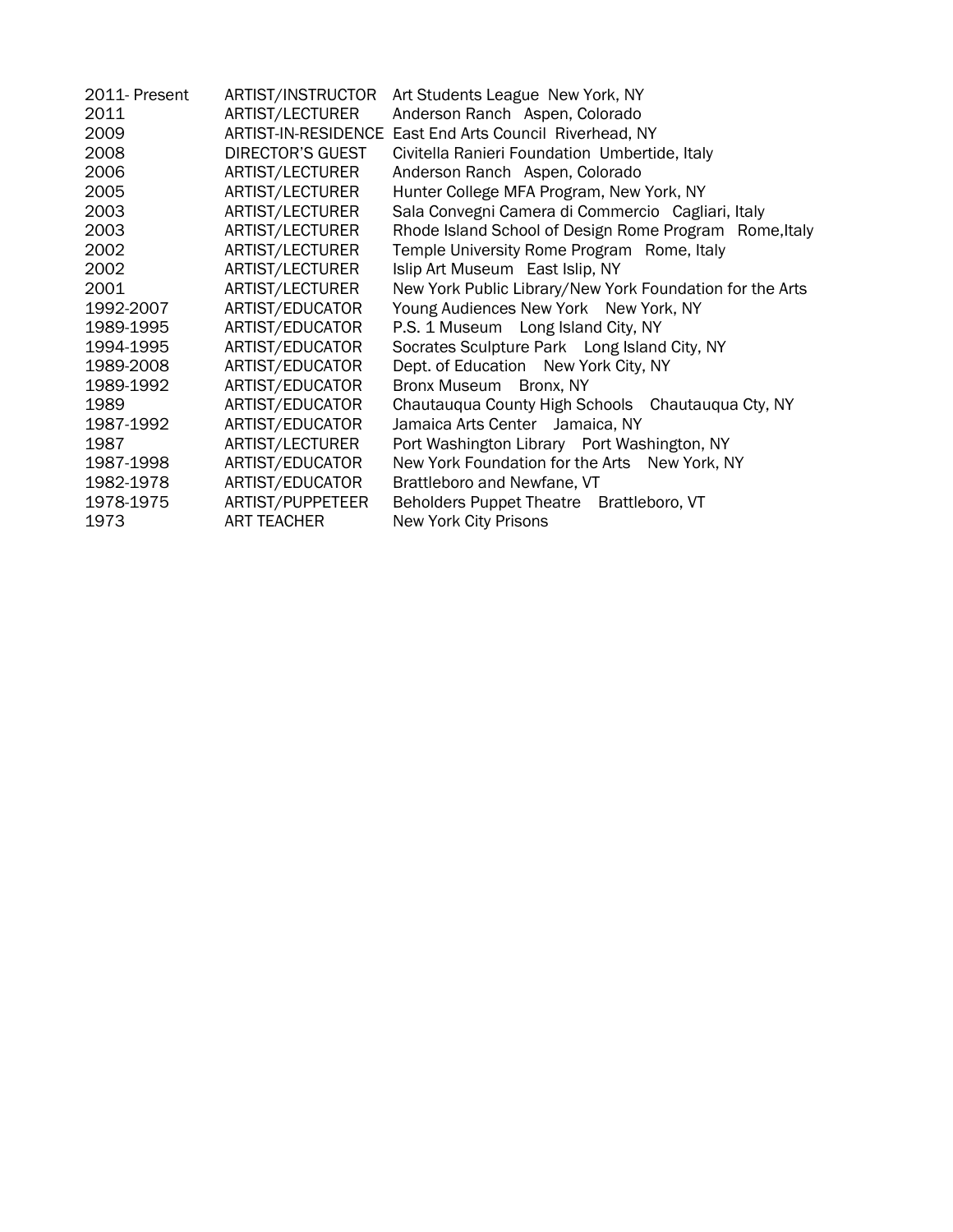| | | |
|---|---|---|
| 2011- Present | ARTIST/INSTRUCTOR | Art Students League New York, NY |
| 2011 | ARTIST/LECTURER | Anderson Ranch Aspen, Colorado |
| 2009 | ARTIST-IN-RESIDENCE | East End Arts Council Riverhead, NY |
| 2008 | DIRECTOR'S GUEST | Civitella Ranieri Foundation Umbertide, Italy |
| 2006 | ARTIST/LECTURER | Anderson Ranch Aspen, Colorado |
| 2005 | ARTIST/LECTURER | Hunter College MFA Program, New York, NY |
| 2003 | ARTIST/LECTURER | Sala Convegni Camera di Commercio Cagliari, Italy |
| 2003 | ARTIST/LECTURER | Rhode Island School of Design Rome Program Rome,Italy |
| 2002 | ARTIST/LECTURER | Temple University Rome Program Rome, Italy |
| 2002 | ARTIST/LECTURER | Islip Art Museum East Islip, NY |
| 2001 | ARTIST/LECTURER | New York Public Library/New York Foundation for the Arts |
| 1992-2007 | ARTIST/EDUCATOR | Young Audiences New York New York, NY |
| 1989-1995 | ARTIST/EDUCATOR | P.S. 1 Museum Long Island City, NY |
| 1994-1995 | ARTIST/EDUCATOR | Socrates Sculpture Park Long Island City, NY |
| 1989-2008 | ARTIST/EDUCATOR | Dept. of Education New York City, NY |
| 1989-1992 | ARTIST/EDUCATOR | Bronx Museum Bronx, NY |
| 1989 | ARTIST/EDUCATOR | Chautauqua County High Schools Chautauqua Cty, NY |
| 1987-1992 | ARTIST/EDUCATOR | Jamaica Arts Center Jamaica, NY |
| 1987 | ARTIST/LECTURER | Port Washington Library Port Washington, NY |
| 1987-1998 | ARTIST/EDUCATOR | New York Foundation for the Arts New York, NY |
| 1982-1978 | ARTIST/EDUCATOR | Brattleboro and Newfane, VT |
| 1978-1975 | ARTIST/PUPPETEER | Beholders Puppet Theatre Brattleboro, VT |
| 1973 | ART TEACHER | New York City Prisons |